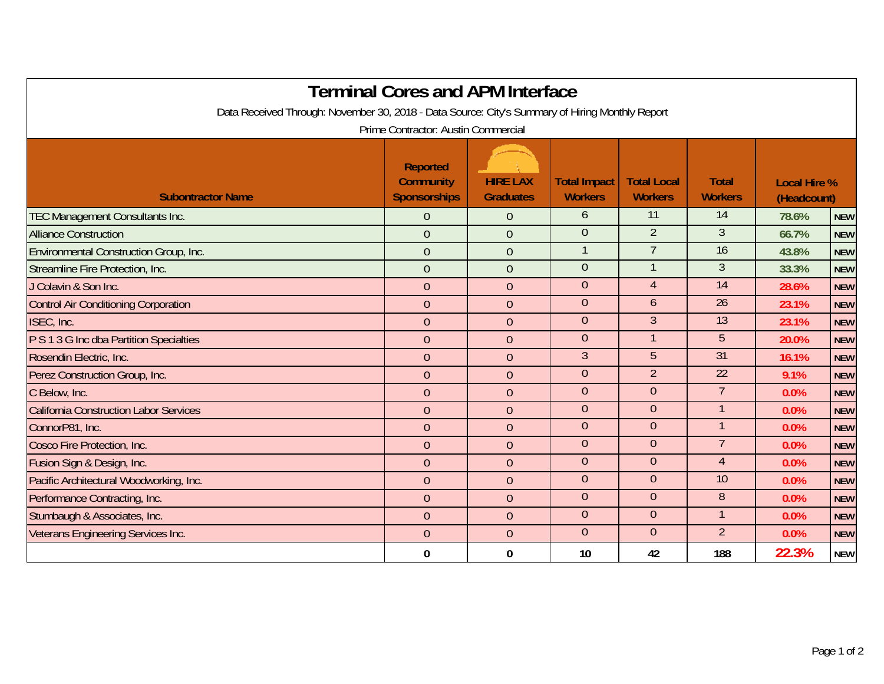# Terminal Cores and APM Interface

Data Received Through: November 30, 2018 - Data Source: City's Summary of Hiring Monthly Report

Prime Contractor: Austin Commercial

| Subontractor Name | Reported Community Sponsorships | HIRE LAX Graduates | Total Impact Workers | Total Local Workers | Total Workers | Local Hire % (Headcount) | |
|---|---|---|---|---|---|---|---|
| TEC Management Consultants Inc. | 0 | 0 | 6 | 11 | 14 | 78.6% | NEW |
| Alliance Construction | 0 | 0 | 0 | 2 | 3 | 66.7% | NEW |
| Environmental Construction Group, Inc. | 0 | 0 | 1 | 7 | 16 | 43.8% | NEW |
| Streamline Fire Protection, Inc. | 0 | 0 | 0 | 1 | 3 | 33.3% | NEW |
| J Colavin & Son Inc. | 0 | 0 | 0 | 4 | 14 | 28.6% | NEW |
| Control Air Conditioning Corporation | 0 | 0 | 0 | 6 | 26 | 23.1% | NEW |
| ISEC, Inc. | 0 | 0 | 0 | 3 | 13 | 23.1% | NEW |
| P S 1 3 G Inc dba Partition Specialties | 0 | 0 | 0 | 1 | 5 | 20.0% | NEW |
| Rosendin Electric, Inc. | 0 | 0 | 3 | 5 | 31 | 16.1% | NEW |
| Perez Construction Group, Inc. | 0 | 0 | 0 | 2 | 22 | 9.1% | NEW |
| C Below, Inc. | 0 | 0 | 0 | 0 | 7 | 0.0% | NEW |
| California Construction Labor Services | 0 | 0 | 0 | 0 | 1 | 0.0% | NEW |
| ConnorP81, Inc. | 0 | 0 | 0 | 0 | 1 | 0.0% | NEW |
| Cosco Fire Protection, Inc. | 0 | 0 | 0 | 0 | 7 | 0.0% | NEW |
| Fusion Sign & Design, Inc. | 0 | 0 | 0 | 0 | 4 | 0.0% | NEW |
| Pacific Architectural Woodworking, Inc. | 0 | 0 | 0 | 0 | 10 | 0.0% | NEW |
| Performance Contracting, Inc. | 0 | 0 | 0 | 0 | 8 | 0.0% | NEW |
| Stumbaugh & Associates, Inc. | 0 | 0 | 0 | 0 | 1 | 0.0% | NEW |
| Veterans Engineering Services Inc. | 0 | 0 | 0 | 0 | 2 | 0.0% | NEW |
| | **0** | **0** | **10** | **42** | **188** | **22.3%** | NEW |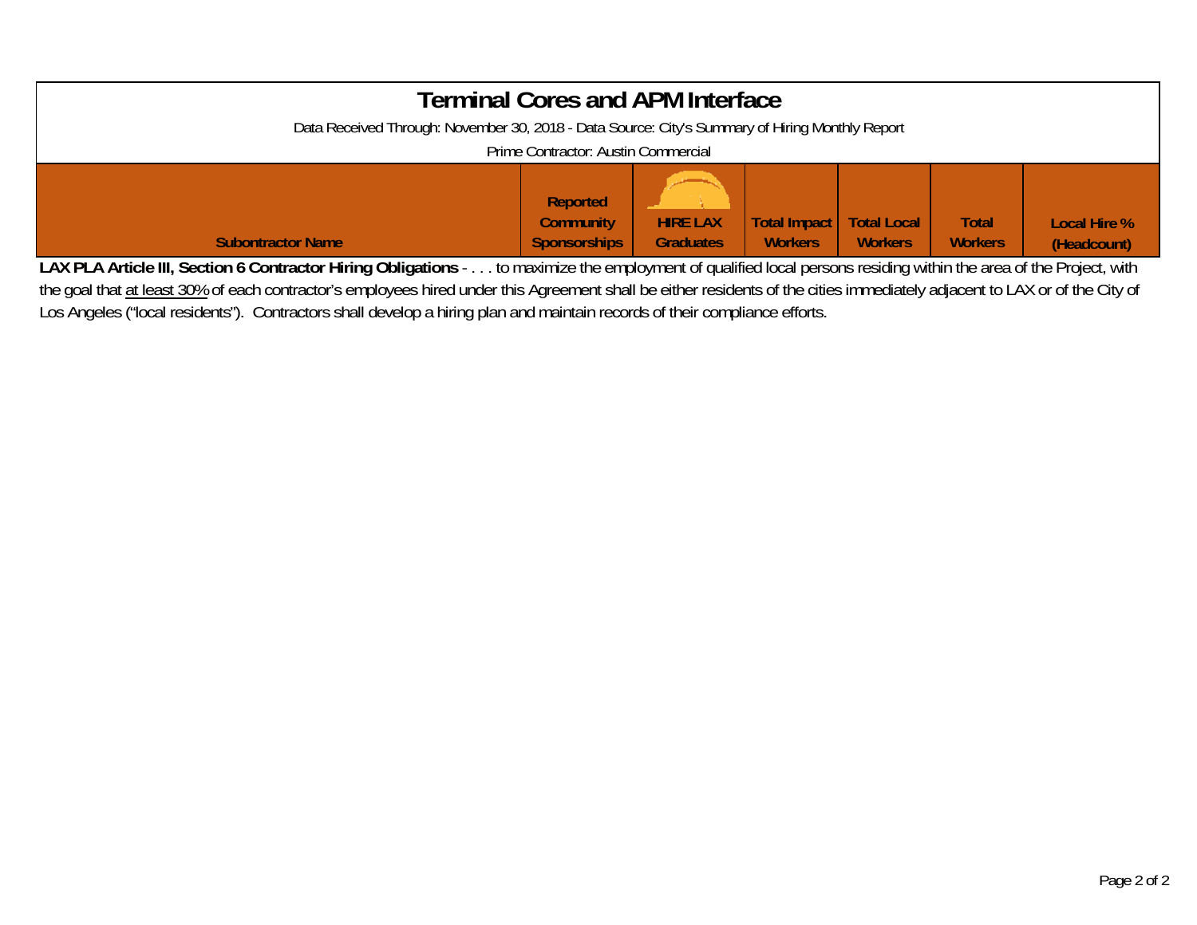# Terminal Cores and APM Interface

Data Received Through: November 30, 2018 - Data Source: City's Summary of Hiring Monthly Report

Prime Contractor: Austin Commercial

| Subontractor Name | Reported Community Sponsorships | HIRE LAX Graduates | Total Impact Workers | Total Local Workers | Total Workers | Local Hire % (Headcount) |
|---|---|---|---|---|---|---|

**LAX PLA Article III, Section 6 Contractor Hiring Obligations** - . . . to maximize the employment of qualified local persons residing within the area of the Project, with the goal that at least 30% of each contractor's employees hired under this Agreement shall be either residents of the cities immediately adjacent to LAX or of the City of Los Angeles ("local residents"). Contractors shall develop a hiring plan and maintain records of their compliance efforts.